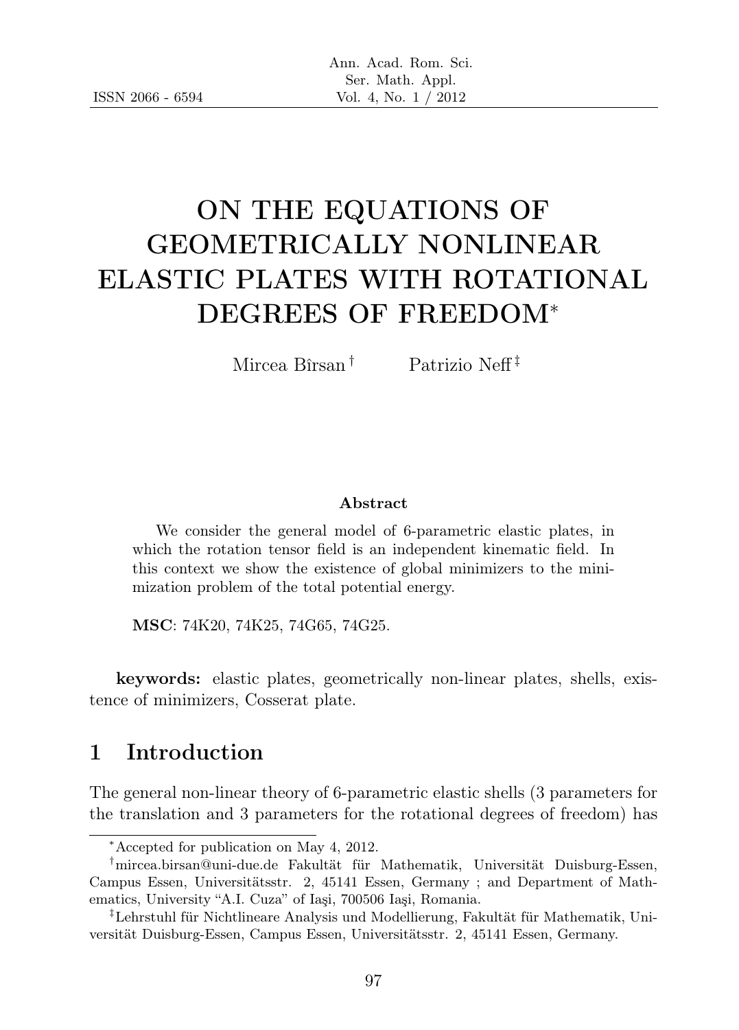ISSN 2066 - 6594

# ON THE EQUATIONS OF GEOMETRICALLY NONLINEAR ELASTIC PLATES WITH ROTATIONAL DEGREES OF FREEDOM*

Mircea Bîrsan[†] Patrizio Neff[‡]

**Abstract**

We consider the general model of 6-parametric elastic plates, in which the rotation tensor field is an independent kinematic field. In this context we show the existence of global minimizers to the minimization problem of the total potential energy.

**MSC**: 74K20, 74K25, 74G65, 74G25.

**keywords:** elastic plates, geometrically non-linear plates, shells, existence of minimizers, Cosserat plate.

## 1 Introduction

The general non-linear theory of 6-parametric elastic shells (3 parameters for the translation and 3 parameters for the rotational degrees of freedom) has

---

*Accepted for publication on May 4, 2012.

[†]mircea.birsan@uni-due.de Fakultät für Mathematik, Universität Duisburg-Essen, Campus Essen, Universitätsstr. 2, 45141 Essen, Germany ; and Department of Mathematics, University "A.I. Cuza" of Iaşi, 700506 Iaşi, Romania.

[‡]Lehrstuhl für Nichtlineare Analysis und Modellierung, Fakultät für Mathematik, Universität Duisburg-Essen, Campus Essen, Universitätsstr. 2, 45141 Essen, Germany.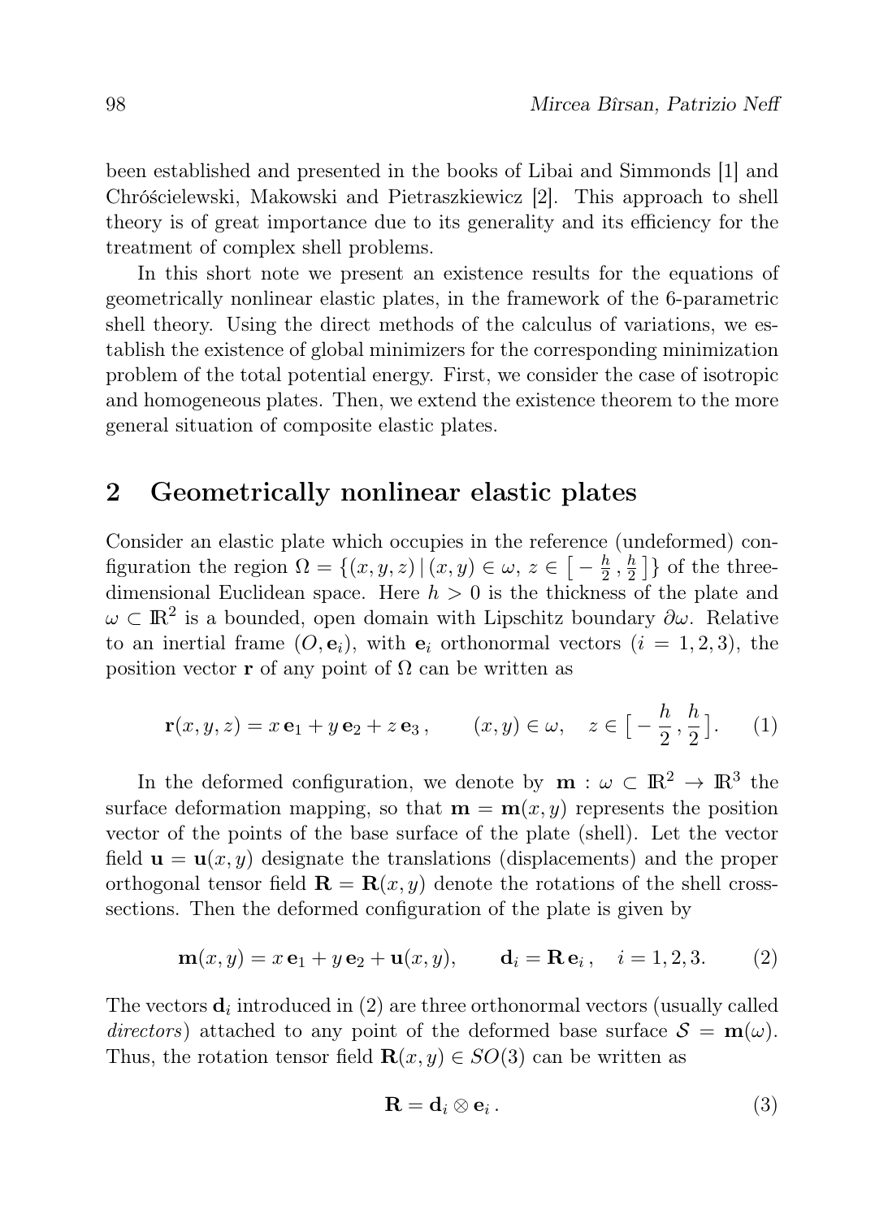been established and presented in the books of Libai and Simmonds [1] and Chróścielewski, Makowski and Pietraszkiewicz [2]. This approach to shell theory is of great importance due to its generality and its efficiency for the treatment of complex shell problems.

In this short note we present an existence results for the equations of geometrically nonlinear elastic plates, in the framework of the 6-parametric shell theory. Using the direct methods of the calculus of variations, we establish the existence of global minimizers for the corresponding minimization problem of the total potential energy. First, we consider the case of isotropic and homogeneous plates. Then, we extend the existence theorem to the more general situation of composite elastic plates.

## 2 Geometrically nonlinear elastic plates

Consider an elastic plate which occupies in the reference (undeformed) configuration the region $\Omega = \{(x,y,z)\,|\,(x,y)\in\omega,\; z\in\big[-\frac{h}{2}\,,\frac{h}{2}\big]\}$ of the three-dimensional Euclidean space. Here $h>0$ is the thickness of the plate and $\omega\subset\mathbb{R}^2$ is a bounded, open domain with Lipschitz boundary $\partial\omega$. Relative to an inertial frame $(O,\mathbf{e}_i)$, with $\mathbf{e}_i$ orthonormal vectors $(i=1,2,3)$, the position vector $\mathbf{r}$ of any point of $\Omega$ can be written as

$$\mathbf{r}(x,y,z) = x\,\mathbf{e}_1 + y\,\mathbf{e}_2 + z\,\mathbf{e}_3\,, \qquad (x,y)\in\omega, \quad z\in\big[-\frac{h}{2}\,,\frac{h}{2}\big]. \qquad (1)$$

In the deformed configuration, we denote by $\mathbf{m}:\omega\subset\mathbb{R}^2\to\mathbb{R}^3$ the surface deformation mapping, so that $\mathbf{m}=\mathbf{m}(x,y)$ represents the position vector of the points of the base surface of the plate (shell). Let the vector field $\mathbf{u}=\mathbf{u}(x,y)$ designate the translations (displacements) and the proper orthogonal tensor field $\mathbf{R}=\mathbf{R}(x,y)$ denote the rotations of the shell cross-sections. Then the deformed configuration of the plate is given by

$$\mathbf{m}(x,y) = x\,\mathbf{e}_1 + y\,\mathbf{e}_2 + \mathbf{u}(x,y), \qquad \mathbf{d}_i = \mathbf{R}\,\mathbf{e}_i\,, \quad i=1,2,3. \qquad (2)$$

The vectors $\mathbf{d}_i$ introduced in (2) are three orthonormal vectors (usually called *directors*) attached to any point of the deformed base surface $\mathcal{S}=\mathbf{m}(\omega)$. Thus, the rotation tensor field $\mathbf{R}(x,y)\in SO(3)$ can be written as

$$\mathbf{R} = \mathbf{d}_i\otimes\mathbf{e}_i\,. \qquad (3)$$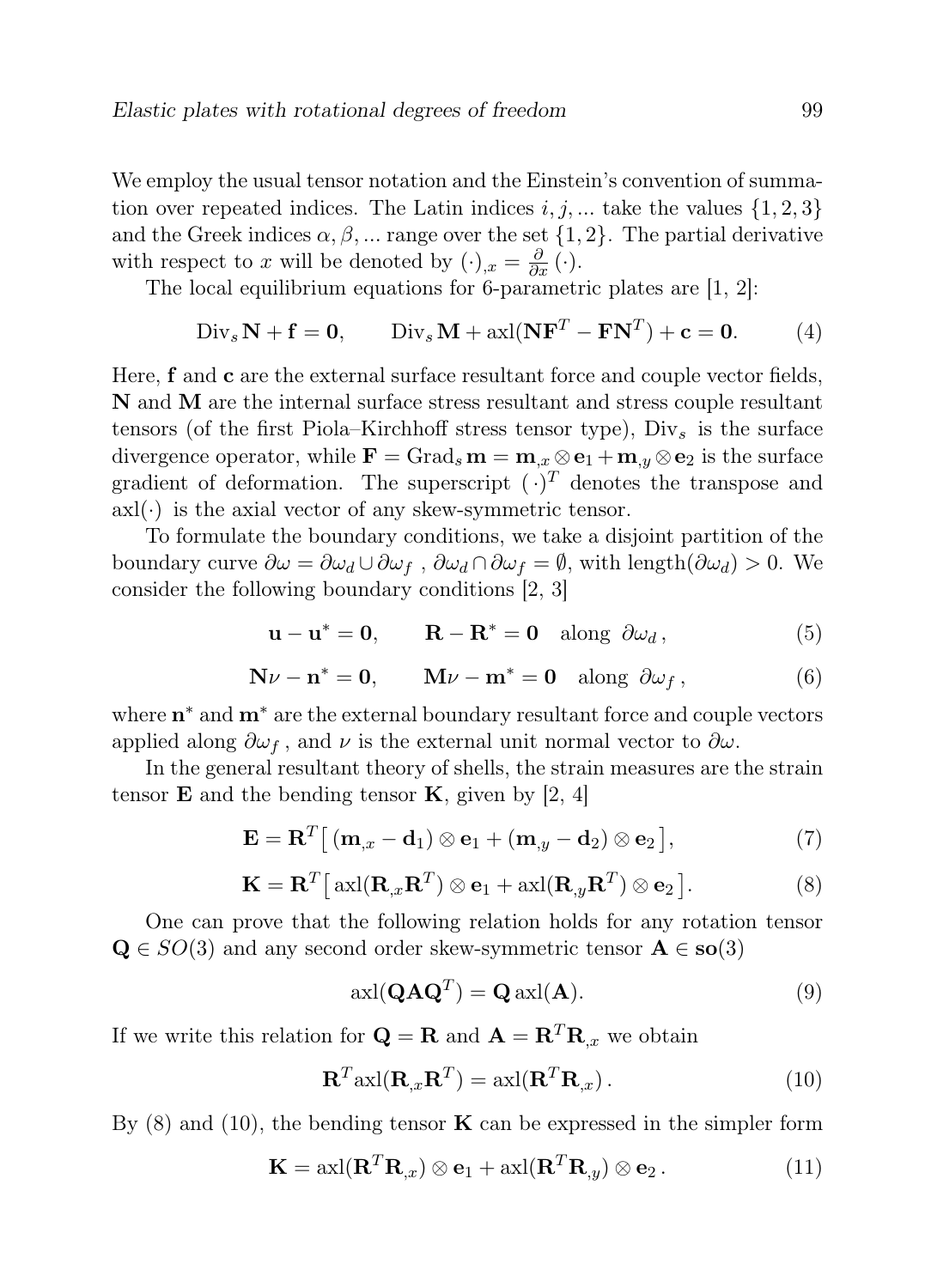We employ the usual tensor notation and the Einstein's convention of summation over repeated indices. The Latin indices $i, j, ...$ take the values $\{1, 2, 3\}$ and the Greek indices $\alpha, \beta, ...$ range over the set $\{1, 2\}$. The partial derivative with respect to $x$ will be denoted by $(\cdot)_{,x} = \frac{\partial}{\partial x}(\cdot)$.

The local equilibrium equations for 6-parametric plates are [1, 2]:

$$\mathrm{Div}_s\, \mathbf{N} + \mathbf{f} = \mathbf{0}, \qquad \mathrm{Div}_s\, \mathbf{M} + \mathrm{axl}(\mathbf{N}\mathbf{F}^T - \mathbf{F}\mathbf{N}^T) + \mathbf{c} = \mathbf{0}. \tag{4}$$

Here, $\mathbf{f}$ and $\mathbf{c}$ are the external surface resultant force and couple vector fields, $\mathbf{N}$ and $\mathbf{M}$ are the internal surface stress resultant and stress couple resultant tensors (of the first Piola–Kirchhoff stress tensor type), $\mathrm{Div}_s$ is the surface divergence operator, while $\mathbf{F} = \mathrm{Grad}_s\, \mathbf{m} = \mathbf{m}_{,x} \otimes \mathbf{e}_1 + \mathbf{m}_{,y} \otimes \mathbf{e}_2$ is the surface gradient of deformation. The superscript $(\cdot)^T$ denotes the transpose and $\mathrm{axl}(\cdot)$ is the axial vector of any skew-symmetric tensor.

To formulate the boundary conditions, we take a disjoint partition of the boundary curve $\partial\omega = \partial\omega_d \cup \partial\omega_f$ , $\partial\omega_d \cap \partial\omega_f = \emptyset$, with $\mathrm{length}(\partial\omega_d) > 0$. We consider the following boundary conditions [2, 3]

$$\mathbf{u} - \mathbf{u}^* = \mathbf{0}, \qquad \mathbf{R} - \mathbf{R}^* = \mathbf{0} \quad \text{along } \partial\omega_d\,, \tag{5}$$

$$\mathbf{N}\nu - \mathbf{n}^* = \mathbf{0}, \qquad \mathbf{M}\nu - \mathbf{m}^* = \mathbf{0} \quad \text{along } \partial\omega_f\,, \tag{6}$$

where $\mathbf{n}^*$ and $\mathbf{m}^*$ are the external boundary resultant force and couple vectors applied along $\partial\omega_f$ , and $\nu$ is the external unit normal vector to $\partial\omega$.

In the general resultant theory of shells, the strain measures are the strain tensor $\mathbf{E}$ and the bending tensor $\mathbf{K}$, given by [2, 4]

$$\mathbf{E} = \mathbf{R}^T\big[\, (\mathbf{m}_{,x} - \mathbf{d}_1) \otimes \mathbf{e}_1 + (\mathbf{m}_{,y} - \mathbf{d}_2) \otimes \mathbf{e}_2 \,\big], \tag{7}$$

$$\mathbf{K} = \mathbf{R}^T\big[\, \mathrm{axl}(\mathbf{R}_{,x}\mathbf{R}^T) \otimes \mathbf{e}_1 + \mathrm{axl}(\mathbf{R}_{,y}\mathbf{R}^T) \otimes \mathbf{e}_2 \,\big]. \tag{8}$$

One can prove that the following relation holds for any rotation tensor $\mathbf{Q} \in SO(3)$ and any second order skew-symmetric tensor $\mathbf{A} \in \mathbf{so}(3)$

$$\mathrm{axl}(\mathbf{Q}\mathbf{A}\mathbf{Q}^T) = \mathbf{Q}\, \mathrm{axl}(\mathbf{A}). \tag{9}$$

If we write this relation for $\mathbf{Q} = \mathbf{R}$ and $\mathbf{A} = \mathbf{R}^T\mathbf{R}_{,x}$ we obtain

$$\mathbf{R}^T \mathrm{axl}(\mathbf{R}_{,x}\mathbf{R}^T) = \mathrm{axl}(\mathbf{R}^T\mathbf{R}_{,x})\,. \tag{10}$$

By (8) and (10), the bending tensor $\mathbf{K}$ can be expressed in the simpler form

$$\mathbf{K} = \mathrm{axl}(\mathbf{R}^T\mathbf{R}_{,x}) \otimes \mathbf{e}_1 + \mathrm{axl}(\mathbf{R}^T\mathbf{R}_{,y}) \otimes \mathbf{e}_2\,. \tag{11}$$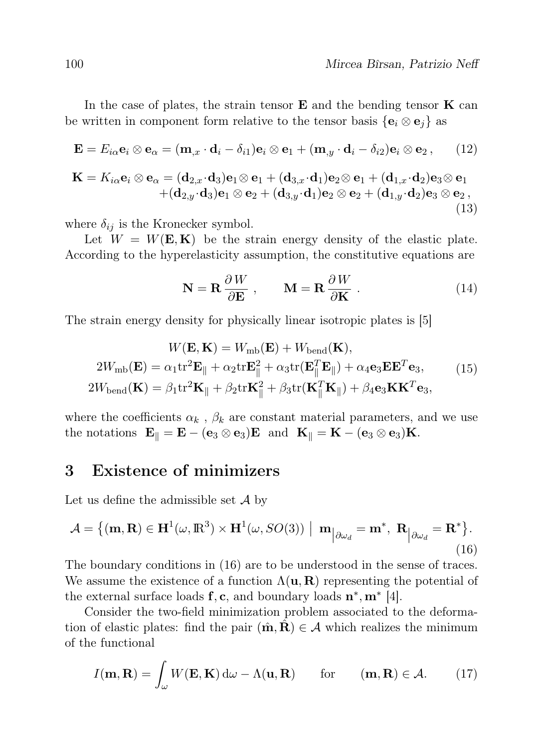In the case of plates, the strain tensor $\mathbf{E}$ and the bending tensor $\mathbf{K}$ can be written in component form relative to the tensor basis $\{\mathbf{e}_i \otimes \mathbf{e}_j\}$ as

$$\mathbf{E} = E_{i\alpha}\mathbf{e}_i \otimes \mathbf{e}_\alpha = (\mathbf{m}_{,x} \cdot \mathbf{d}_i - \delta_{i1})\mathbf{e}_i \otimes \mathbf{e}_1 + (\mathbf{m}_{,y} \cdot \mathbf{d}_i - \delta_{i2})\mathbf{e}_i \otimes \mathbf{e}_2\,, \tag{12}$$

$$\begin{aligned}\mathbf{K} = K_{i\alpha}\mathbf{e}_i \otimes \mathbf{e}_\alpha = (\mathbf{d}_{2,x}\cdot\mathbf{d}_3)\mathbf{e}_1\otimes \mathbf{e}_1 + (\mathbf{d}_{3,x}\cdot\mathbf{d}_1)\mathbf{e}_2\otimes \mathbf{e}_1 + (\mathbf{d}_{1,x}\cdot\mathbf{d}_2)\mathbf{e}_3\otimes \mathbf{e}_1 \\ +(\mathbf{d}_{2,y}\cdot\mathbf{d}_3)\mathbf{e}_1 \otimes \mathbf{e}_2 + (\mathbf{d}_{3,y}\cdot\mathbf{d}_1)\mathbf{e}_2 \otimes \mathbf{e}_2 + (\mathbf{d}_{1,y}\cdot\mathbf{d}_2)\mathbf{e}_3 \otimes \mathbf{e}_2\,,\end{aligned} \tag{13}$$

where $\delta_{ij}$ is the Kronecker symbol.

Let $W = W(\mathbf{E},\mathbf{K})$ be the strain energy density of the elastic plate. According to the hyperelasticity assumption, the constitutive equations are

$$\mathbf{N} = \mathbf{R}\,\frac{\partial W}{\partial \mathbf{E}}\,, \qquad \mathbf{M} = \mathbf{R}\,\frac{\partial W}{\partial \mathbf{K}}\,. \tag{14}$$

The strain energy density for physically linear isotropic plates is [5]

$$\begin{aligned} W(\mathbf{E},\mathbf{K}) &= W_{\mathrm{mb}}(\mathbf{E}) + W_{\mathrm{bend}}(\mathbf{K}),\\ 2W_{\mathrm{mb}}(\mathbf{E}) &= \alpha_1 \mathrm{tr}^2\mathbf{E}_\parallel + \alpha_2 \mathrm{tr}\mathbf{E}_\parallel^2 + \alpha_3 \mathrm{tr}(\mathbf{E}_\parallel^T\mathbf{E}_\parallel) + \alpha_4 \mathbf{e}_3\mathbf{E}\mathbf{E}^T\mathbf{e}_3,\\ 2W_{\mathrm{bend}}(\mathbf{K}) &= \beta_1 \mathrm{tr}^2\mathbf{K}_\parallel + \beta_2 \mathrm{tr}\mathbf{K}_\parallel^2 + \beta_3 \mathrm{tr}(\mathbf{K}_\parallel^T\mathbf{K}_\parallel) + \beta_4 \mathbf{e}_3\mathbf{K}\mathbf{K}^T\mathbf{e}_3, \end{aligned} \tag{15}$$

where the coefficients $\alpha_k$ , $\beta_k$ are constant material parameters, and we use the notations $\mathbf{E}_\parallel = \mathbf{E} - (\mathbf{e}_3 \otimes \mathbf{e}_3)\mathbf{E}$ and $\mathbf{K}_\parallel = \mathbf{K} - (\mathbf{e}_3 \otimes \mathbf{e}_3)\mathbf{K}$.

## 3 Existence of minimizers

Let us define the admissible set $\mathcal{A}$ by

$$\mathcal{A} = \big\{(\mathbf{m},\mathbf{R}) \in \mathbf{H}^1(\omega,\mathbb{R}^3) \times \mathbf{H}^1(\omega, SO(3)) \;\big|\; \mathbf{m}\big|_{\partial\omega_d} = \mathbf{m}^*,\; \mathbf{R}\big|_{\partial\omega_d} = \mathbf{R}^*\big\}. \tag{16}$$

The boundary conditions in (16) are to be understood in the sense of traces. We assume the existence of a function $\Lambda(\mathbf{u},\mathbf{R})$ representing the potential of the external surface loads $\mathbf{f},\mathbf{c}$, and boundary loads $\mathbf{n}^*,\mathbf{m}^*$ [4].

Consider the two-field minimization problem associated to the deformation of elastic plates: find the pair $(\hat{\mathbf{m}},\hat{\mathbf{R}}) \in \mathcal{A}$ which realizes the minimum of the functional

$$I(\mathbf{m},\mathbf{R}) = \int_\omega W(\mathbf{E},\mathbf{K})\,\mathrm{d}\omega - \Lambda(\mathbf{u},\mathbf{R}) \qquad \text{for} \qquad (\mathbf{m},\mathbf{R}) \in \mathcal{A}. \tag{17}$$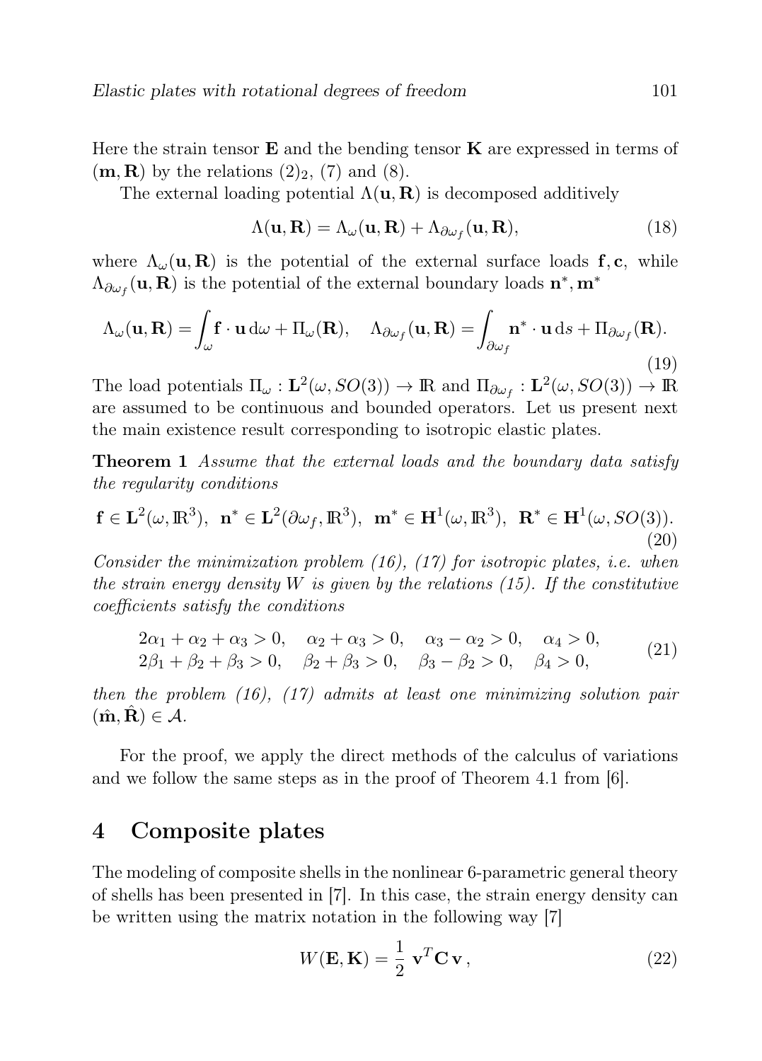Here the strain tensor $\mathbf{E}$ and the bending tensor $\mathbf{K}$ are expressed in terms of $(\mathbf{m}, \mathbf{R})$ by the relations $(2)_2$, (7) and (8).

The external loading potential $\Lambda(\mathbf{u}, \mathbf{R})$ is decomposed additively

$$\Lambda(\mathbf{u}, \mathbf{R}) = \Lambda_\omega(\mathbf{u}, \mathbf{R}) + \Lambda_{\partial\omega_f}(\mathbf{u}, \mathbf{R}), \tag{18}$$

where $\Lambda_\omega(\mathbf{u}, \mathbf{R})$ is the potential of the external surface loads $\mathbf{f}, \mathbf{c}$, while $\Lambda_{\partial\omega_f}(\mathbf{u}, \mathbf{R})$ is the potential of the external boundary loads $\mathbf{n}^*, \mathbf{m}^*$

$$\Lambda_\omega(\mathbf{u}, \mathbf{R}) = \int_\omega \mathbf{f} \cdot \mathbf{u} \, \mathrm{d}\omega + \Pi_\omega(\mathbf{R}), \quad \Lambda_{\partial\omega_f}(\mathbf{u}, \mathbf{R}) = \int_{\partial\omega_f} \mathbf{n}^* \cdot \mathbf{u} \, \mathrm{d}s + \Pi_{\partial\omega_f}(\mathbf{R}). \tag{19}$$

The load potentials $\Pi_\omega : \mathbf{L}^2(\omega, SO(3)) \to \mathbb{R}$ and $\Pi_{\partial\omega_f} : \mathbf{L}^2(\omega, SO(3)) \to \mathbb{R}$ are assumed to be continuous and bounded operators. Let us present next the main existence result corresponding to isotropic elastic plates.

**Theorem 1** *Assume that the external loads and the boundary data satisfy the regularity conditions*

$$\mathbf{f} \in \mathbf{L}^2(\omega, \mathbb{R}^3), \;\; \mathbf{n}^* \in \mathbf{L}^2(\partial\omega_f, \mathbb{R}^3), \;\; \mathbf{m}^* \in \mathbf{H}^1(\omega, \mathbb{R}^3), \;\; \mathbf{R}^* \in \mathbf{H}^1(\omega, SO(3)). \tag{20}$$

*Consider the minimization problem (16), (17) for isotropic plates, i.e. when the strain energy density $W$ is given by the relations (15). If the constitutive coefficients satisfy the conditions*

$$\begin{aligned} &2\alpha_1 + \alpha_2 + \alpha_3 > 0, \quad \alpha_2 + \alpha_3 > 0, \quad \alpha_3 - \alpha_2 > 0, \quad \alpha_4 > 0, \\ &2\beta_1 + \beta_2 + \beta_3 > 0, \quad \beta_2 + \beta_3 > 0, \quad \beta_3 - \beta_2 > 0, \quad \beta_4 > 0, \end{aligned} \tag{21}$$

*then the problem (16), (17) admits at least one minimizing solution pair $(\hat{\mathbf{m}}, \hat{\mathbf{R}}) \in \mathcal{A}$.*

For the proof, we apply the direct methods of the calculus of variations and we follow the same steps as in the proof of Theorem 4.1 from [6].

## 4 Composite plates

The modeling of composite shells in the nonlinear 6-parametric general theory of shells has been presented in [7]. In this case, the strain energy density can be written using the matrix notation in the following way [7]

$$W(\mathbf{E}, \mathbf{K}) = \frac{1}{2} \, \mathbf{v}^T \mathbf{C} \, \mathbf{v} \, , \tag{22}$$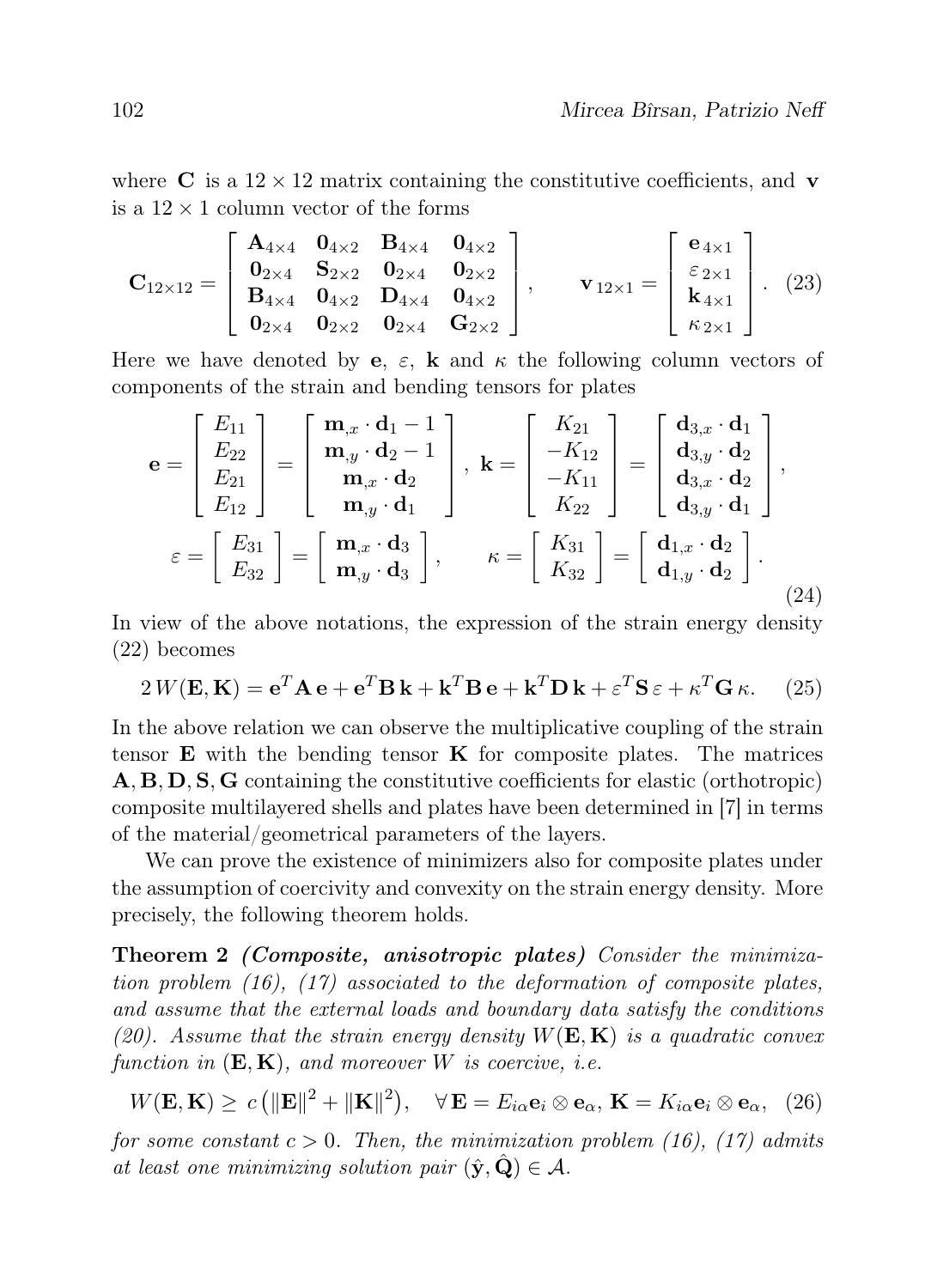where $\mathbf{C}$ is a $12 \times 12$ matrix containing the constitutive coefficients, and $\mathbf{v}$ is a $12 \times 1$ column vector of the forms

$$\mathbf{C}_{12\times12} = \begin{bmatrix} \mathbf{A}_{4\times4} & \mathbf{0}_{4\times2} & \mathbf{B}_{4\times4} & \mathbf{0}_{4\times2} \\ \mathbf{0}_{2\times4} & \mathbf{S}_{2\times2} & \mathbf{0}_{2\times4} & \mathbf{0}_{2\times2} \\ \mathbf{B}_{4\times4} & \mathbf{0}_{4\times2} & \mathbf{D}_{4\times4} & \mathbf{0}_{4\times2} \\ \mathbf{0}_{2\times4} & \mathbf{0}_{2\times2} & \mathbf{0}_{2\times4} & \mathbf{G}_{2\times2} \end{bmatrix}, \qquad \mathbf{v}_{12\times1} = \begin{bmatrix} \mathbf{e}_{4\times1} \\ \varepsilon_{2\times1} \\ \mathbf{k}_{4\times1} \\ \kappa_{2\times1} \end{bmatrix}. \quad (23)$$

Here we have denoted by $\mathbf{e}$, $\varepsilon$, $\mathbf{k}$ and $\kappa$ the following column vectors of components of the strain and bending tensors for plates

$$\mathbf{e} = \begin{bmatrix} E_{11} \\ E_{22} \\ E_{21} \\ E_{12} \end{bmatrix} = \begin{bmatrix} \mathbf{m}_{,x} \cdot \mathbf{d}_1 - 1 \\ \mathbf{m}_{,y} \cdot \mathbf{d}_2 - 1 \\ \mathbf{m}_{,x} \cdot \mathbf{d}_2 \\ \mathbf{m}_{,y} \cdot \mathbf{d}_1 \end{bmatrix}, \ \mathbf{k} = \begin{bmatrix} K_{21} \\ -K_{12} \\ -K_{11} \\ K_{22} \end{bmatrix} = \begin{bmatrix} \mathbf{d}_{3,x} \cdot \mathbf{d}_1 \\ \mathbf{d}_{3,y} \cdot \mathbf{d}_2 \\ \mathbf{d}_{3,x} \cdot \mathbf{d}_2 \\ \mathbf{d}_{3,y} \cdot \mathbf{d}_1 \end{bmatrix},$$

$$\varepsilon = \begin{bmatrix} E_{31} \\ E_{32} \end{bmatrix} = \begin{bmatrix} \mathbf{m}_{,x} \cdot \mathbf{d}_3 \\ \mathbf{m}_{,y} \cdot \mathbf{d}_3 \end{bmatrix}, \qquad \kappa = \begin{bmatrix} K_{31} \\ K_{32} \end{bmatrix} = \begin{bmatrix} \mathbf{d}_{1,x} \cdot \mathbf{d}_2 \\ \mathbf{d}_{1,y} \cdot \mathbf{d}_2 \end{bmatrix}. \quad (24)$$

In view of the above notations, the expression of the strain energy density (22) becomes

$$2\,W(\mathbf{E},\mathbf{K}) = \mathbf{e}^T\mathbf{A}\,\mathbf{e} + \mathbf{e}^T\mathbf{B}\,\mathbf{k} + \mathbf{k}^T\mathbf{B}\,\mathbf{e} + \mathbf{k}^T\mathbf{D}\,\mathbf{k} + \varepsilon^T\mathbf{S}\,\varepsilon + \kappa^T\mathbf{G}\,\kappa. \quad (25)$$

In the above relation we can observe the multiplicative coupling of the strain tensor $\mathbf{E}$ with the bending tensor $\mathbf{K}$ for composite plates. The matrices $\mathbf{A}, \mathbf{B}, \mathbf{D}, \mathbf{S}, \mathbf{G}$ containing the constitutive coefficients for elastic (orthotropic) composite multilayered shells and plates have been determined in [7] in terms of the material/geometrical parameters of the layers.

We can prove the existence of minimizers also for composite plates under the assumption of coercivity and convexity on the strain energy density. More precisely, the following theorem holds.

**Theorem 2** ***(Composite, anisotropic plates)*** *Consider the minimization problem (16), (17) associated to the deformation of composite plates, and assume that the external loads and boundary data satisfy the conditions (20). Assume that the strain energy density $W(\mathbf{E},\mathbf{K})$ is a quadratic convex function in $(\mathbf{E},\mathbf{K})$, and moreover $W$ is coercive, i.e.*

$$W(\mathbf{E},\mathbf{K}) \geq \ c\left(\|\mathbf{E}\|^2 + \|\mathbf{K}\|^2\right), \quad \forall\, \mathbf{E} = E_{i\alpha}\mathbf{e}_i \otimes \mathbf{e}_\alpha,\ \mathbf{K} = K_{i\alpha}\mathbf{e}_i \otimes \mathbf{e}_\alpha, \quad (26)$$

*for some constant $c > 0$. Then, the minimization problem (16), (17) admits at least one minimizing solution pair $(\hat{\mathbf{y}}, \hat{\mathbf{Q}}) \in \mathcal{A}$.*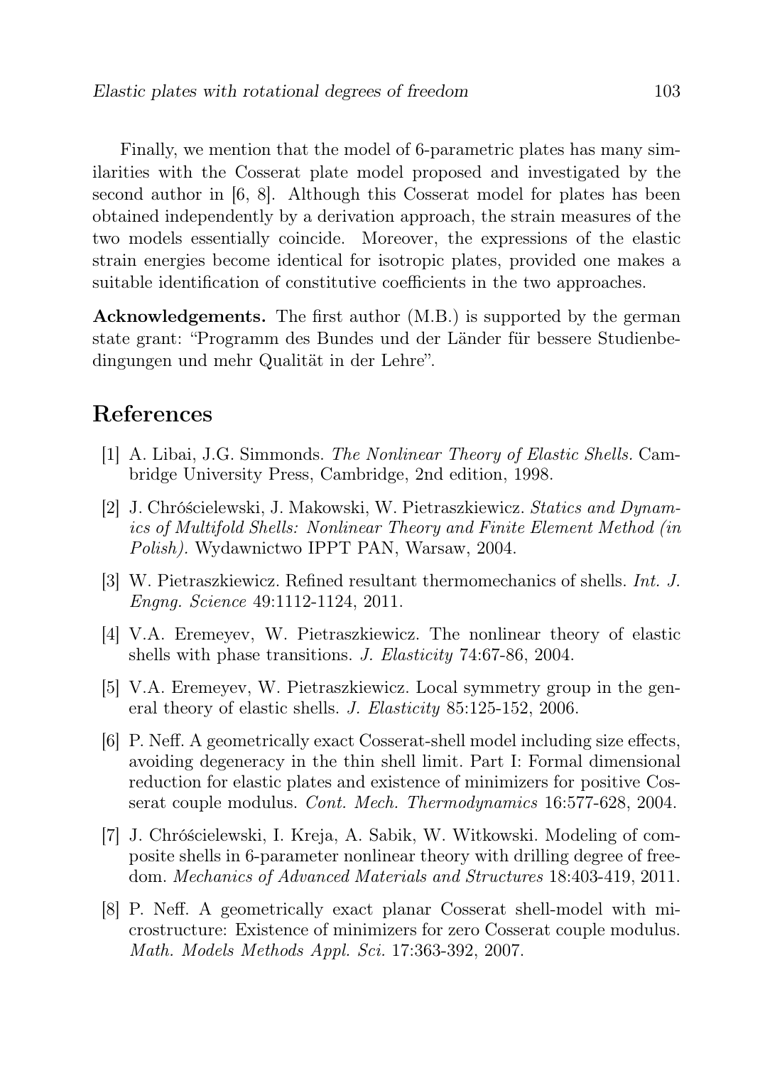Finally, we mention that the model of 6-parametric plates has many similarities with the Cosserat plate model proposed and investigated by the second author in [6, 8]. Although this Cosserat model for plates has been obtained independently by a derivation approach, the strain measures of the two models essentially coincide. Moreover, the expressions of the elastic strain energies become identical for isotropic plates, provided one makes a suitable identification of constitutive coefficients in the two approaches.

**Acknowledgements.** The first author (M.B.) is supported by the german state grant: "Programm des Bundes und der Länder für bessere Studienbedingungen und mehr Qualität in der Lehre".

## References

[1] A. Libai, J.G. Simmonds. *The Nonlinear Theory of Elastic Shells.* Cambridge University Press, Cambridge, 2nd edition, 1998.

[2] J. Chróścielewski, J. Makowski, W. Pietraszkiewicz. *Statics and Dynamics of Multifold Shells: Nonlinear Theory and Finite Element Method (in Polish).* Wydawnictwo IPPT PAN, Warsaw, 2004.

[3] W. Pietraszkiewicz. Refined resultant thermomechanics of shells. *Int. J. Engng. Science* 49:1112-1124, 2011.

[4] V.A. Eremeyev, W. Pietraszkiewicz. The nonlinear theory of elastic shells with phase transitions. *J. Elasticity* 74:67-86, 2004.

[5] V.A. Eremeyev, W. Pietraszkiewicz. Local symmetry group in the general theory of elastic shells. *J. Elasticity* 85:125-152, 2006.

[6] P. Neff. A geometrically exact Cosserat-shell model including size effects, avoiding degeneracy in the thin shell limit. Part I: Formal dimensional reduction for elastic plates and existence of minimizers for positive Cosserat couple modulus. *Cont. Mech. Thermodynamics* 16:577-628, 2004.

[7] J. Chróścielewski, I. Kreja, A. Sabik, W. Witkowski. Modeling of composite shells in 6-parameter nonlinear theory with drilling degree of freedom. *Mechanics of Advanced Materials and Structures* 18:403-419, 2011.

[8] P. Neff. A geometrically exact planar Cosserat shell-model with microstructure: Existence of minimizers for zero Cosserat couple modulus. *Math. Models Methods Appl. Sci.* 17:363-392, 2007.